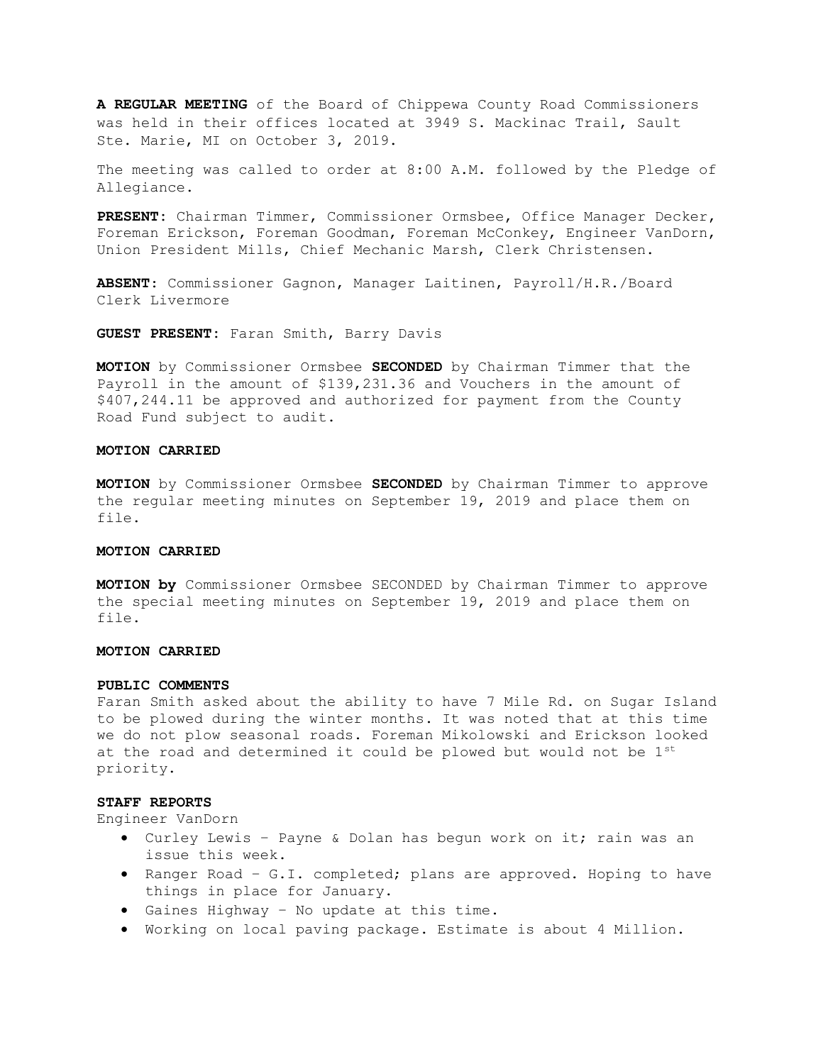**A REGULAR MEETING** of the Board of Chippewa County Road Commissioners was held in their offices located at 3949 S. Mackinac Trail, Sault Ste. Marie, MI on October 3, 2019.

The meeting was called to order at 8:00 A.M. followed by the Pledge of Allegiance.

**PRESENT**: Chairman Timmer, Commissioner Ormsbee, Office Manager Decker, Foreman Erickson, Foreman Goodman, Foreman McConkey, Engineer VanDorn, Union President Mills, Chief Mechanic Marsh, Clerk Christensen.

**ABSENT**: Commissioner Gagnon, Manager Laitinen, Payroll/H.R./Board Clerk Livermore

**GUEST PRESENT**: Faran Smith, Barry Davis

**MOTION** by Commissioner Ormsbee **SECONDED** by Chairman Timmer that the Payroll in the amount of $139,231.36 and Vouchers in the amount of $407,244.11 be approved and authorized for payment from the County Road Fund subject to audit.

**MOTION CARRIED**

**MOTION** by Commissioner Ormsbee **SECONDED** by Chairman Timmer to approve the regular meeting minutes on September 19, 2019 and place them on file.

**MOTION CARRIED**

**MOTION by** Commissioner Ormsbee SECONDED by Chairman Timmer to approve the special meeting minutes on September 19, 2019 and place them on file.

**MOTION CARRIED**

**PUBLIC COMMENTS**

Faran Smith asked about the ability to have 7 Mile Rd. on Sugar Island to be plowed during the winter months. It was noted that at this time we do not plow seasonal roads. Foreman Mikolowski and Erickson looked at the road and determined it could be plowed but would not be 1st priority.

**STAFF REPORTS**

Engineer VanDorn

- Curley Lewis – Payne & Dolan has begun work on it; rain was an issue this week.
- Ranger Road – G.I. completed; plans are approved. Hoping to have things in place for January.
- Gaines Highway – No update at this time.
- Working on local paving package. Estimate is about 4 Million.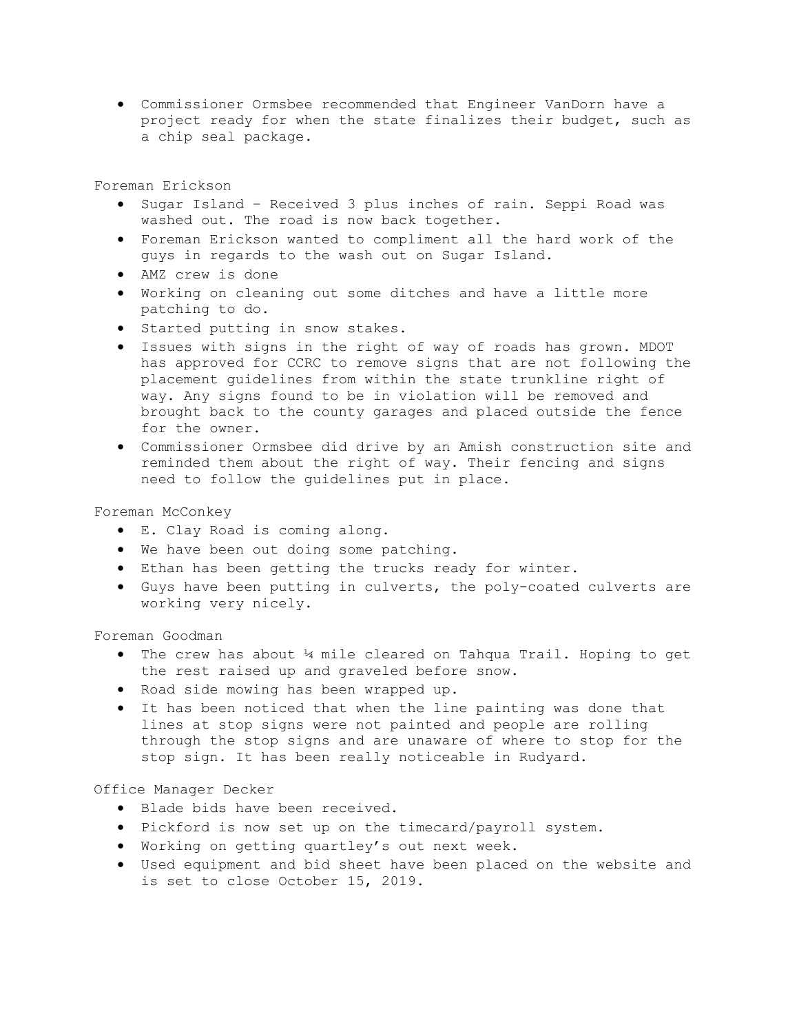- Commissioner Ormsbee recommended that Engineer VanDorn have a project ready for when the state finalizes their budget, such as a chip seal package.

Foreman Erickson

- Sugar Island – Received 3 plus inches of rain. Seppi Road was washed out. The road is now back together.
- Foreman Erickson wanted to compliment all the hard work of the guys in regards to the wash out on Sugar Island.
- AMZ crew is done
- Working on cleaning out some ditches and have a little more patching to do.
- Started putting in snow stakes.
- Issues with signs in the right of way of roads has grown. MDOT has approved for CCRC to remove signs that are not following the placement guidelines from within the state trunkline right of way. Any signs found to be in violation will be removed and brought back to the county garages and placed outside the fence for the owner.
- Commissioner Ormsbee did drive by an Amish construction site and reminded them about the right of way. Their fencing and signs need to follow the guidelines put in place.

Foreman McConkey

- E. Clay Road is coming along.
- We have been out doing some patching.
- Ethan has been getting the trucks ready for winter.
- Guys have been putting in culverts, the poly-coated culverts are working very nicely.

Foreman Goodman

- The crew has about ¼ mile cleared on Tahqua Trail. Hoping to get the rest raised up and graveled before snow.
- Road side mowing has been wrapped up.
- It has been noticed that when the line painting was done that lines at stop signs were not painted and people are rolling through the stop signs and are unaware of where to stop for the stop sign. It has been really noticeable in Rudyard.

Office Manager Decker

- Blade bids have been received.
- Pickford is now set up on the timecard/payroll system.
- Working on getting quartley's out next week.
- Used equipment and bid sheet have been placed on the website and is set to close October 15, 2019.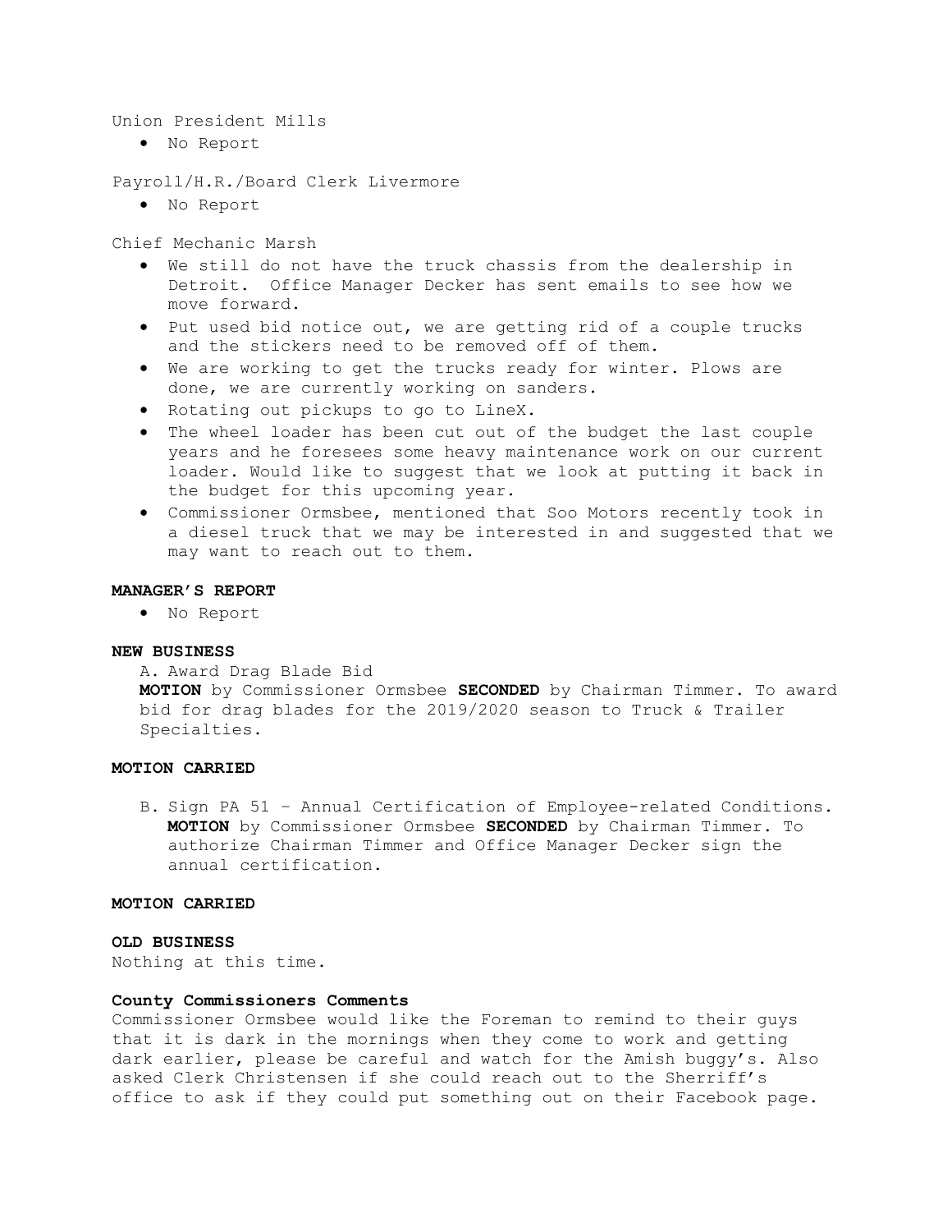Union President Mills

- No Report

Payroll/H.R./Board Clerk Livermore

- No Report

Chief Mechanic Marsh

- We still do not have the truck chassis from the dealership in Detroit. Office Manager Decker has sent emails to see how we move forward.
- Put used bid notice out, we are getting rid of a couple trucks and the stickers need to be removed off of them.
- We are working to get the trucks ready for winter. Plows are done, we are currently working on sanders.
- Rotating out pickups to go to LineX.
- The wheel loader has been cut out of the budget the last couple years and he foresees some heavy maintenance work on our current loader. Would like to suggest that we look at putting it back in the budget for this upcoming year.
- Commissioner Ormsbee, mentioned that Soo Motors recently took in a diesel truck that we may be interested in and suggested that we may want to reach out to them.

**MANAGER'S REPORT**

- No Report

**NEW BUSINESS**

A. Award Drag Blade Bid

**MOTION** by Commissioner Ormsbee **SECONDED** by Chairman Timmer. To award bid for drag blades for the 2019/2020 season to Truck & Trailer Specialties.

**MOTION CARRIED**

B. Sign PA 51 – Annual Certification of Employee-related Conditions. **MOTION** by Commissioner Ormsbee **SECONDED** by Chairman Timmer. To authorize Chairman Timmer and Office Manager Decker sign the annual certification.

**MOTION CARRIED**

**OLD BUSINESS**

Nothing at this time.

**County Commissioners Comments**

Commissioner Ormsbee would like the Foreman to remind to their guys that it is dark in the mornings when they come to work and getting dark earlier, please be careful and watch for the Amish buggy's. Also asked Clerk Christensen if she could reach out to the Sherriff's office to ask if they could put something out on their Facebook page.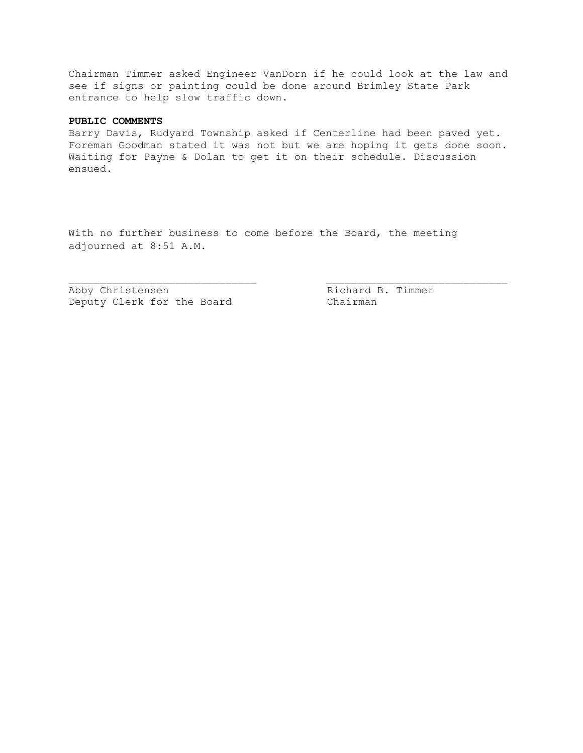Chairman Timmer asked Engineer VanDorn if he could look at the law and see if signs or painting could be done around Brimley State Park entrance to help slow traffic down.

**PUBLIC COMMENTS**

Barry Davis, Rudyard Township asked if Centerline had been paved yet. Foreman Goodman stated it was not but we are hoping it gets done soon. Waiting for Payne & Dolan to get it on their schedule. Discussion ensued.

With no further business to come before the Board, the meeting adjourned at 8:51 A.M.

| | |
|---|---|
| ______________________________ | ______________________________ |
| Abby Christensen | Richard B. Timmer |
| Deputy Clerk for the Board | Chairman |